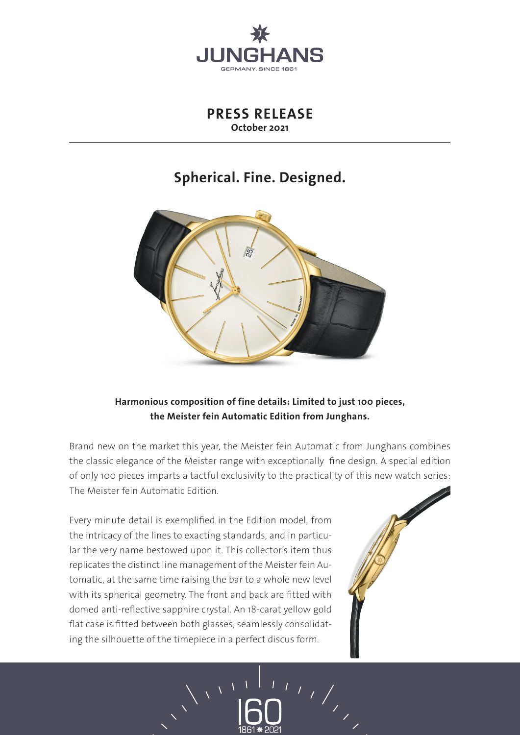# PRESS RELEASE

**October 2021**

## Spherical. Fine. Designed.

**Harmonious composition of fine details: Limited to just 100 pieces, the Meister fein Automatic Edition from Junghans.**

Brand new on the market this year, the Meister fein Automatic from Junghans combines the classic elegance of the Meister range with exceptionally fine design. A special edition of only 100 pieces imparts a tactful exclusivity to the practicality of this new watch series: The Meister fein Automatic Edition.

Every minute detail is exemplified in the Edition model, from the intricacy of the lines to exacting standards, and in particular the very name bestowed upon it. This collector's item thus replicates the distinct line management of the Meister fein Automatic, at the same time raising the bar to a whole new level with its spherical geometry. The front and back are fitted with domed anti-reflective sapphire crystal. An 18-carat yellow gold flat case is fitted between both glasses, seamlessly consolidating the silhouette of the timepiece in a perfect discus form.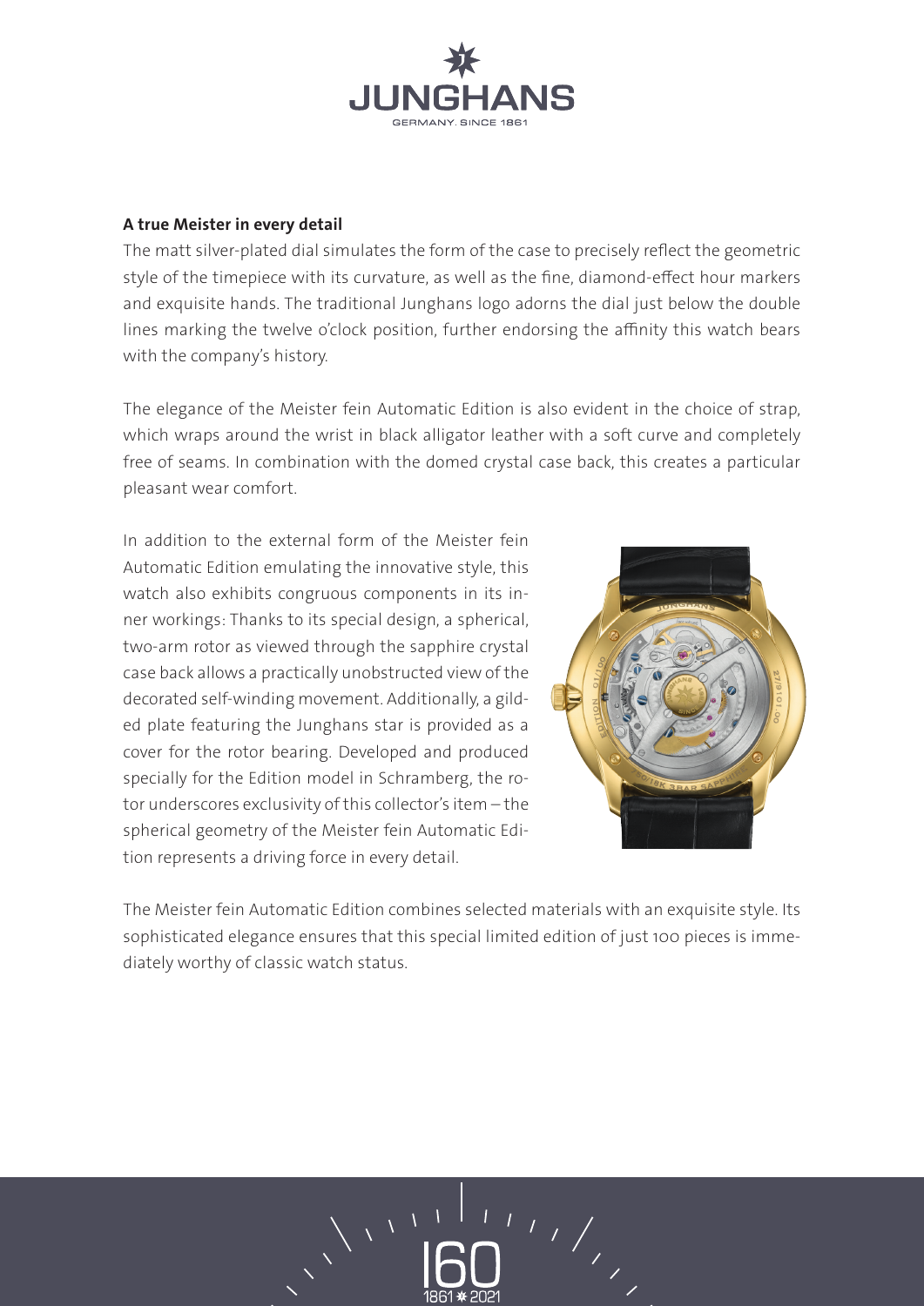## A true Meister in every detail

The matt silver-plated dial simulates the form of the case to precisely reflect the geometric style of the timepiece with its curvature, as well as the fine, diamond-effect hour markers and exquisite hands. The traditional Junghans logo adorns the dial just below the double lines marking the twelve o'clock position, further endorsing the affinity this watch bears with the company's history.

The elegance of the Meister fein Automatic Edition is also evident in the choice of strap, which wraps around the wrist in black alligator leather with a soft curve and completely free of seams. In combination with the domed crystal case back, this creates a particular pleasant wear comfort.

In addition to the external form of the Meister fein Automatic Edition emulating the innovative style, this watch also exhibits congruous components in its inner workings: Thanks to its special design, a spherical, two-arm rotor as viewed through the sapphire crystal case back allows a practically unobstructed view of the decorated self-winding movement. Additionally, a gilded plate featuring the Junghans star is provided as a cover for the rotor bearing. Developed and produced specially for the Edition model in Schramberg, the rotor underscores exclusivity of this collector's item – the spherical geometry of the Meister fein Automatic Edition represents a driving force in every detail.

The Meister fein Automatic Edition combines selected materials with an exquisite style. Its sophisticated elegance ensures that this special limited edition of just 100 pieces is immediately worthy of classic watch status.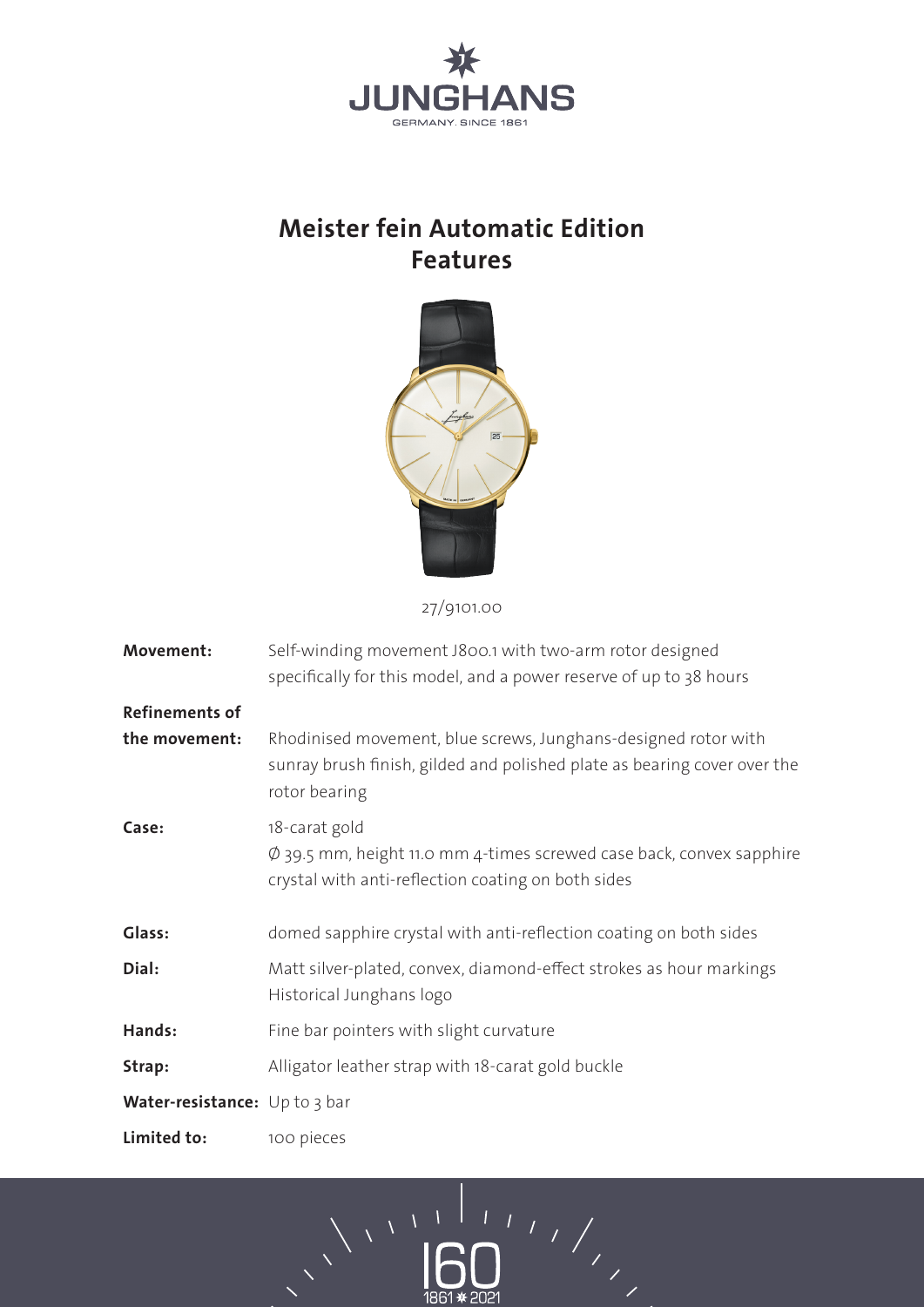# Meister fein Automatic Edition
## Features

27/9101.00

| | |
|---|---|
| **Movement:** | Self-winding movement J800.1 with two-arm rotor designed specifically for this model, and a power reserve of up to 38 hours |
| **Refinements of the movement:** | Rhodinised movement, blue screws, Junghans-designed rotor with sunray brush finish, gilded and polished plate as bearing cover over the rotor bearing |
| **Case:** | 18-carat gold<br>Ø 39.5 mm, height 11.0 mm 4-times screwed case back, convex sapphire crystal with anti-reflection coating on both sides |
| **Glass:** | domed sapphire crystal with anti-reflection coating on both sides |
| **Dial:** | Matt silver-plated, convex, diamond-effect strokes as hour markings<br>Historical Junghans logo |
| **Hands:** | Fine bar pointers with slight curvature |
| **Strap:** | Alligator leather strap with 18-carat gold buckle |
| **Water-resistance:** | Up to 3 bar |
| **Limited to:** | 100 pieces |